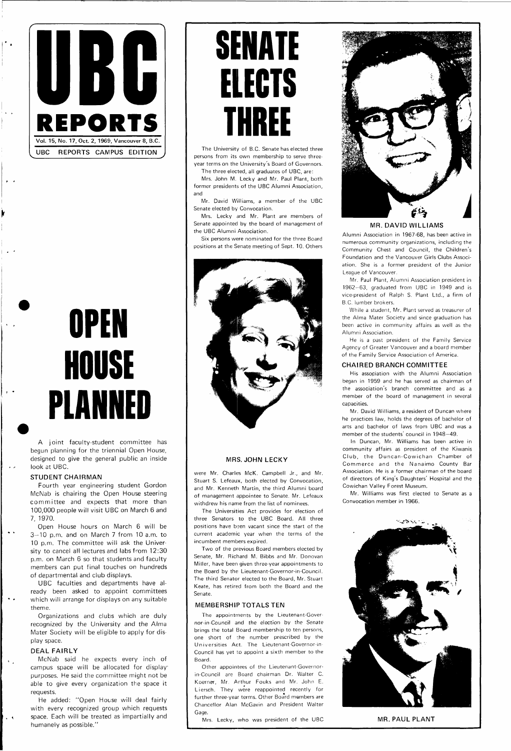# UBC REPORTS

Vol. 15, No. 17, Oct. 2, 1969, Vancouver 8, B.C.

UBC REPORTS CAMPUS EDITION

# OPEN HOUSE PLANNED

A joint faculty-student committee has begun planning for the triennial Open House, designed to give the general public an inside look at UBC.

### STUDENT CHAIRMAN

Fourth year engineering student Gordon McNab is chairing the Open House steering committee and expects that more than 100,000 people will visit UBC on March 6 and 7, 1970.

Open House hours on March 6 will be 3–10 p.m. and on March 7 from 10 a.m. to 10 p.m. The committee will ask the University to cancel all lectures and labs from 12:30 p.m. on March 6 so that students and faculty members can put final touches on hundreds of departmental and club displays.

UBC faculties and departments have already been asked to appoint committees which will arrange for displays on any suitable theme.

Organizations and clubs which are duly recognized by the University and the Alma Mater Society will be eligible to apply for display space.

### DEAL FAIRLY

McNab said he expects every inch of campus space will be allocated for display purposes. He said the committee might not be able to give every organization the space it requests.

He added: "Open House will deal fairly with every recognized group which requests space. Each will be treated as impartially and humanely as possible."

# SENATE ELECTS THREE

The University of B.C. Senate has elected three persons from its own membership to serve three-year terms on the University's Board of Governors.

The three elected, all graduates of UBC, are:

Mrs. John M. Lecky and Mr. Paul Plant, both former presidents of the UBC Alumni Association, and

Mr. David Williams, a member of the UBC Senate elected by Convocation.

Mrs. Lecky and Mr. Plant are members of Senate appointed by the board of management of the UBC Alumni Association.

Six persons were nominated for the three Board positions at the Senate meeting of Sept. 10. Others

MRS. JOHN LECKY

were Mr. Charles McK. Campbell Jr., and Mr. Stuart S. Lefeaux, both elected by Convocation, and Mr. Kenneth Martin, the third Alumni board of management appointee to Senate. Mr. Lefeaux withdrew his name from the list of nominees.

The Universities Act provides for election of three Senators to the UBC Board. All three positions have been vacant since the start of the current academic year when the terms of the incumbent members expired.

Two of the previous Board members elected by Senate, Mr. Richard M. Bibbs and Mr. Donovan Miller, have been given three-year appointments to the Board by the Lieutenant-Governor-in-Council. The third Senator elected to the Board, Mr. Stuart Keate, has retired from both the Board and the Senate.

### MEMBERSHIP TOTALS TEN

The appointments by the Lieutenant-Governor-in-Council and the election by the Senate brings the total Board membership to ten persons, one short of the number prescribed by the Universities Act. The Lieutenant-Governor-in-Council has yet to appoint a sixth member to the Board.

Other appointees of the Lieutenant-Governor-in-Council are Board chairman Dr. Walter C. Koerner, Mr. Arthur Fouks and Mr. John E. Liersch. They were reappointed recently for further three-year terms. Other Board members are Chancellor Alan McGavin and President Walter Gage.

Mrs. Lecky, who was president of the UBC Alumni Association in 1967-68, has been active in numerous community organizations, including the Community Chest and Council, the Children's Foundation and the Vancouver Girls Clubs Association. She is a former president of the Junior League of Vancouver.

MR. DAVID WILLIAMS

Mr. Paul Plant, Alumni Association president in 1962–63, graduated from UBC in 1949 and is vice-president of Ralph S. Plant Ltd., a firm of B.C. lumber brokers.

While a student, Mr. Plant served as treasurer of the Alma Mater Society and since graduation has been active in community affairs as well as the Alumni Association.

He is a past president of the Family Service Agency of Greater Vancouver and a board member of the Family Service Association of America.

### CHAIRED BRANCH COMMITTEE

His association with the Alumni Association began in 1959 and he has served as chairman of the association's branch committee and as a member of the board of management in several capacities.

Mr. David Williams, a resident of Duncan where he practices law, holds the degrees of bachelor of arts and bachelor of laws from UBC and was a member of the students' council in 1948–49.

In Duncan, Mr. Williams has been active in community affairs as president of the Kiwanis Club, the Duncan-Cowichan Chamber of Commerce and the Nanaimo County Bar Association. He is a former chairman of the board of directors of King's Daughters' Hospital and the Cowichan Valley Forest Museum.

Mr. Williams was first elected to Senate as a Convocation member in 1966.

MR. PAUL PLANT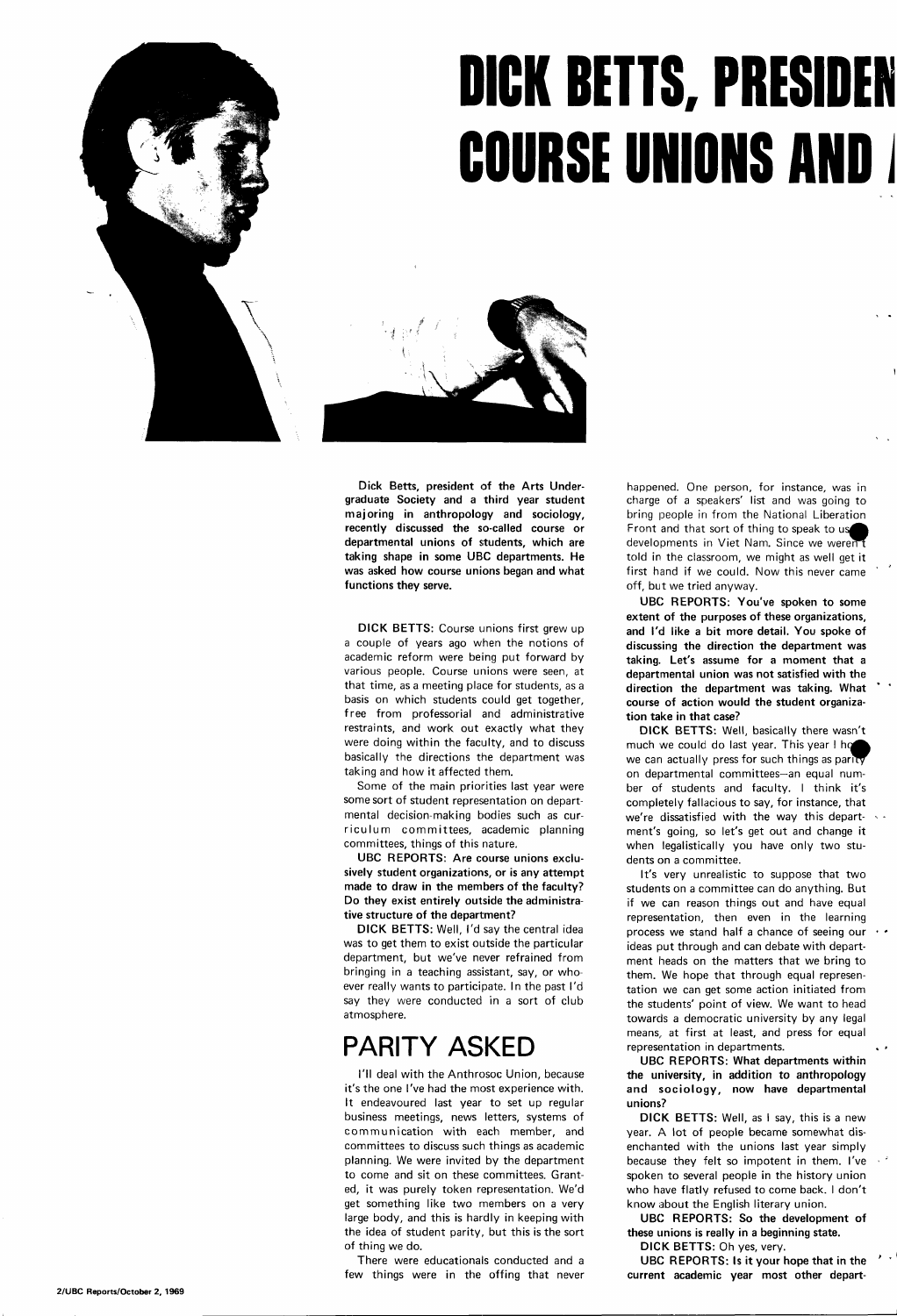# DICK BETTS, PRESIDEN COURSE UNIONS AND

**Dick Betts, president of the Arts Undergraduate Society and a third year student majoring in anthropology and sociology, recently discussed the so-called course or departmental unions of students, which are taking shape in some UBC departments. He was asked how course unions began and what functions they serve.**

DICK BETTS: Course unions first grew up a couple of years ago when the notions of academic reform were being put forward by various people. Course unions were seen, at that time, as a meeting place for students, as a basis on which students could get together, free from professorial and administrative restraints, and work out exactly what they were doing within the faculty, and to discuss basically the directions the department was taking and how it affected them.

Some of the main priorities last year were some sort of student representation on departmental decision-making bodies such as curriculum committees, academic planning committees, things of this nature.

**UBC REPORTS: Are course unions exclusively student organizations, or is any attempt made to draw in the members of the faculty? Do they exist entirely outside the administrative structure of the department?**

DICK BETTS: Well, I'd say the central idea was to get them to exist outside the particular department, but we've never refrained from bringing in a teaching assistant, say, or whoever really wants to participate. In the past I'd say they were conducted in a sort of club atmosphere.

## PARITY ASKED

I'll deal with the Anthrosoc Union, because it's the one I've had the most experience with. It endeavoured last year to set up regular business meetings, news letters, systems of communication with each member, and committees to discuss such things as academic planning. We were invited by the department to come and sit on these committees. Granted, it was purely token representation. We'd get something like two members on a very large body, and this is hardly in keeping with the idea of student parity, but this is the sort of thing we do.

There were educationals conducted and a few things were in the offing that never happened. One person, for instance, was in charge of a speakers' list and was going to bring people in from the National Liberation Front and that sort of thing to speak to us developments in Viet Nam. Since we weren't told in the classroom, we might as well get it first hand if we could. Now this never came off, but we tried anyway.

**UBC REPORTS: You've spoken to some extent of the purposes of these organizations, and I'd like a bit more detail. You spoke of discussing the direction the department was taking. Let's assume for a moment that a departmental union was not satisfied with the direction the department was taking. What course of action would the student organization take in that case?**

DICK BETTS: Well, basically there wasn't much we could do last year. This year I ho we can actually press for such things as parity on departmental committees—an equal number of students and faculty. I think it's completely fallacious to say, for instance, that we're dissatisfied with the way this department's going, so let's get out and change it when legalistically you have only two students on a committee.

It's very unrealistic to suppose that two students on a committee can do anything. But if we can reason things out and have equal representation, then even in the learning process we stand half a chance of seeing our ideas put through and can debate with department heads on the matters that we bring to them. We hope that through equal representation we can get some action initiated from the students' point of view. We want to head towards a democratic university by any legal means, at first at least, and press for equal representation in departments.

**UBC REPORTS: What departments within the university, in addition to anthropology and sociology, now have departmental unions?**

DICK BETTS: Well, as I say, this is a new year. A lot of people became somewhat disenchanted with the unions last year simply because they felt so impotent in them. I've spoken to several people in the history union who have flatly refused to come back. I don't know about the English literary union.

**UBC REPORTS: So the development of these unions is really in a beginning state.**

DICK BETTS: Oh yes, very.

**UBC REPORTS: Is it your hope that in the current academic year most other depart-**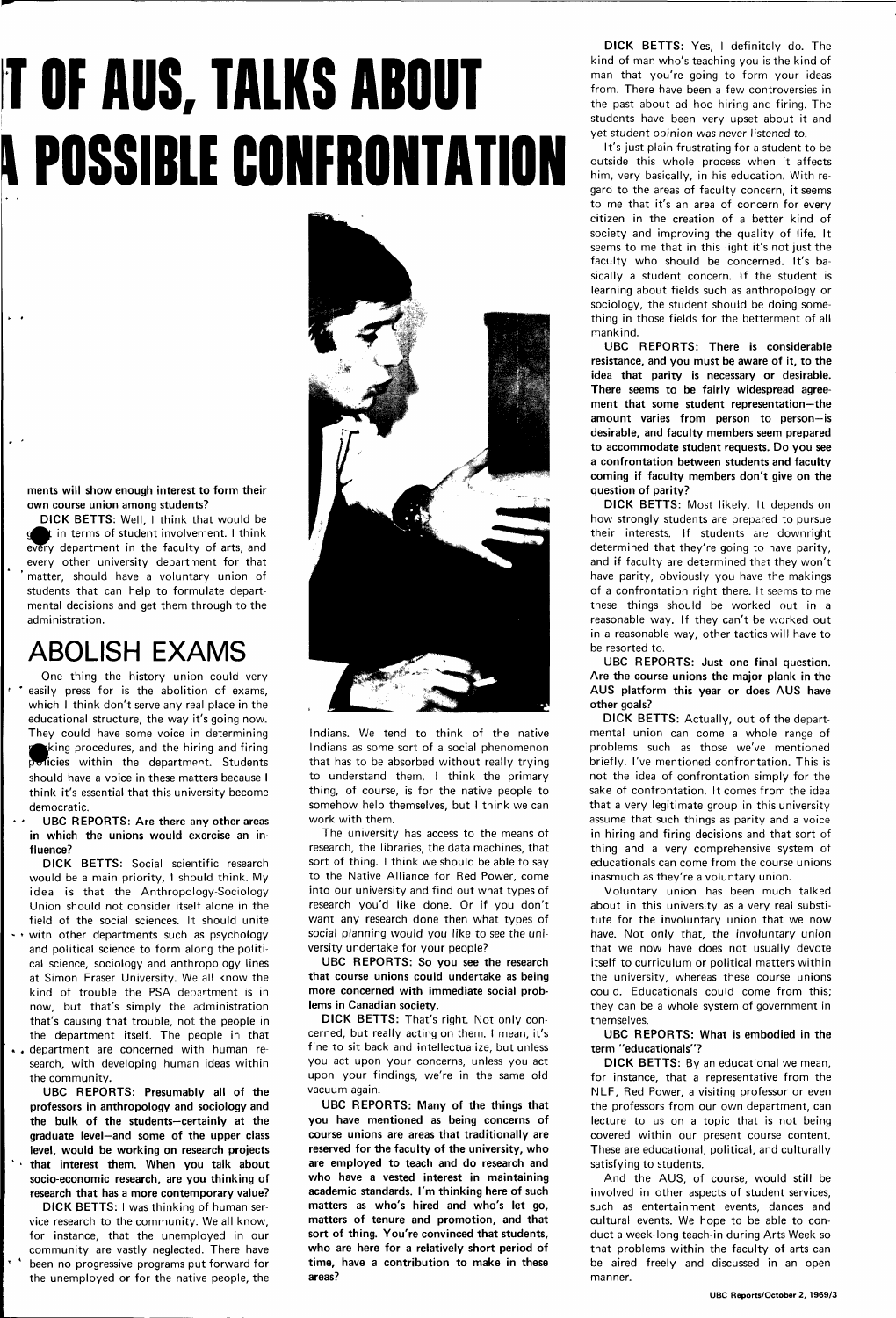# T OF AUS, TALKS ABOUT A POSSIBLE CONFRONTATION

**ments will show enough interest to form their own course union among students?**

DICK BETTS: Well, I think that would be great in terms of student involvement. I think every department in the faculty of arts, and every other university department for that matter, should have a voluntary union of students that can help to formulate departmental decisions and get them through to the administration.

## ABOLISH EXAMS

One thing the history union could very easily press for is the abolition of exams, which I think don't serve any real place in the educational structure, the way it's going now. They could have some voice in determining marking procedures, and the hiring and firing policies within the department. Students should have a voice in these matters because I think it's essential that this university become democratic.

**UBC REPORTS: Are there any other areas in which the unions would exercise an influence?**

DICK BETTS: Social scientific research would be a main priority, I should think. My idea is that the Anthropology-Sociology Union should not consider itself alone in the field of the social sciences. It should unite with other departments such as psychology and political science to form along the political science, sociology and anthropology lines at Simon Fraser University. We all know the kind of trouble the PSA department is in now, but that's simply the administration that's causing that trouble, not the people in the department itself. The people in that department are concerned with human research, with developing human ideas within the community.

**UBC REPORTS: Presumably all of the professors in anthropology and sociology and the bulk of the students—certainly at the graduate level—and some of the upper class level, would be working on research projects that interest them. When you talk about socio-economic research, are you thinking of research that has a more contemporary value?**

DICK BETTS: I was thinking of human service research to the community. We all know, for instance, that the unemployed in our community are vastly neglected. There have been no progressive programs put forward for the unemployed or for the native people, the Indians. We tend to think of the native Indians as some sort of a social phenomenon that has to be absorbed without really trying to understand them. I think the primary thing, of course, is for the native people to somehow help themselves, but I think we can work with them.

The university has access to the means of research, the libraries, the data machines, that sort of thing. I think we should be able to say to the Native Alliance for Red Power, come into our university and find out what types of research you'd like done. Or if you don't want any research done then what types of social planning would you like to see the university undertake for your people?

**UBC REPORTS: So you see the research that course unions could undertake as being more concerned with immediate social problems in Canadian society.**

DICK BETTS: That's right. Not only concerned, but really acting on them. I mean, it's fine to sit back and intellectualize, but unless you act upon your concerns, unless you act upon your findings, we're in the same old vacuum again.

**UBC REPORTS: Many of the things that you have mentioned as being concerns of course unions are areas that traditionally are reserved for the faculty of the university, who are employed to teach and do research and who have a vested interest in maintaining academic standards. I'm thinking here of such matters as who's hired and who's let go, matters of tenure and promotion, and that sort of thing. You're convinced that students, who are here for a relatively short period of time, have a contribution to make in these areas?**

DICK BETTS: Yes, I definitely do. The kind of man who's teaching you is the kind of man that you're going to form your ideas from. There have been a few controversies in the past about ad hoc hiring and firing. The students have been very upset about it and yet student opinion was never listened to.

It's just plain frustrating for a student to be outside this whole process when it affects him, very basically, in his education. With regard to the areas of faculty concern, it seems to me that it's an area of concern for every citizen in the creation of a better kind of society and improving the quality of life. It seems to me that in this light it's not just the faculty who should be concerned. It's basically a student concern. If the student is learning about fields such as anthropology or sociology, the student should be doing something in those fields for the betterment of all mankind.

**UBC REPORTS: There is considerable resistance, and you must be aware of it, to the idea that parity is necessary or desirable. There seems to be fairly widespread agreement that some student representation—the amount varies from person to person—is desirable, and faculty members seem prepared to accommodate student requests. Do you see a confrontation between students and faculty coming if faculty members don't give on the question of parity?**

DICK BETTS: Most likely. It depends on how strongly students are prepared to pursue their interests. If students are downright determined that they're going to have parity, and if faculty are determined that they won't have parity, obviously you have the makings of a confrontation right there. It seems to me these things should be worked out in a reasonable way. If they can't be worked out in a reasonable way, other tactics will have to be resorted to.

**UBC REPORTS: Just one final question. Are the course unions the major plank in the AUS platform this year or does AUS have other goals?**

DICK BETTS: Actually, out of the departmental union can come a whole range of problems such as those we've mentioned briefly. I've mentioned confrontation. This is not the idea of confrontation simply for the sake of confrontation. It comes from the idea that a very legitimate group in this university assume that such things as parity and a voice in hiring and firing decisions and that sort of thing and a very comprehensive system of educationals can come from the course unions inasmuch as they're a voluntary union.

Voluntary union has been much talked about in this university as a very real substitute for the involuntary union that we now have. Not only that, the involuntary union that we now have does not usually devote itself to curriculum or political matters within the university, whereas these course unions could. Educationals could come from this; they can be a whole system of government in themselves.

**UBC REPORTS: What is embodied in the term "educationals"?**

DICK BETTS: By an educational we mean, for instance, that a representative from the NLF, Red Power, a visiting professor or even the professors from our own department, can lecture to us on a topic that is not being covered within our present course content. These are educational, political, and culturally satisfying to students.

And the AUS, of course, would still be involved in other aspects of student services, such as entertainment events, dances and cultural events. We hope to be able to conduct a week-long teach-in during Arts Week so that problems within the faculty of arts can be aired freely and discussed in an open manner.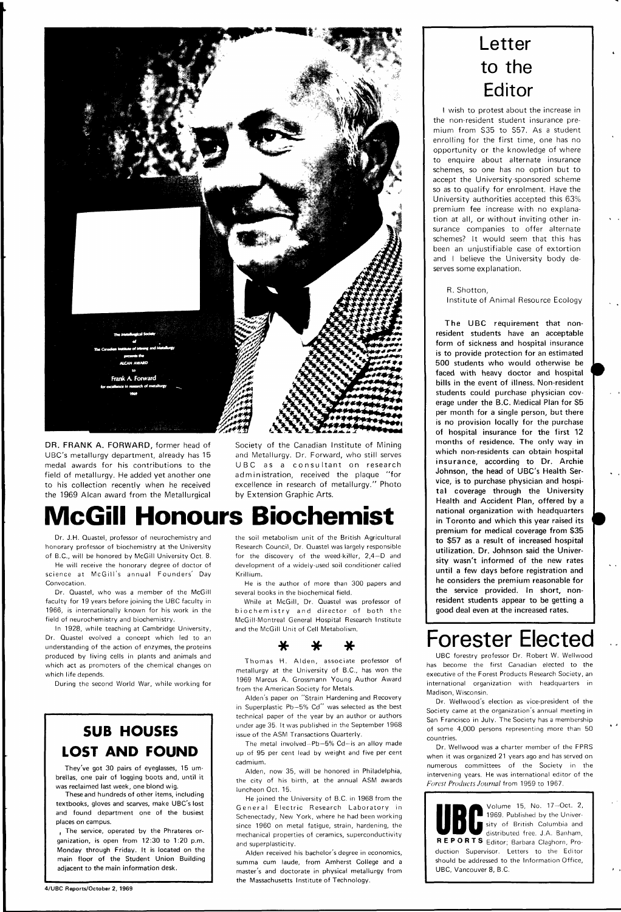DR. FRANK A. FORWARD, former head of UBC's metallurgy department, already has 15 medal awards for his contributions to the field of metallurgy. He added yet another one to his collection recently when he received the 1969 Alcan award from the Metallurgical Society of the Canadian Institute of Mining and Metallurgy. Dr. Forward, who still serves UBC as a consultant on research administration, received the plaque "for excellence in research of metallurgy." Photo by Extension Graphic Arts.

# McGill Honours Biochemist

Dr. J.H. Quastel, professor of neurochemistry and honorary professor of biochemistry at the University of B.C., will be honored by McGill University Oct. 8.

He will receive the honorary degree of doctor of science at McGill's annual Founders' Day Convocation.

Dr. Quastel, who was a member of the McGill faculty for 19 years before joining the UBC faculty in 1966, is internationally known for his work in the field of neurochemistry and biochemistry.

In 1928, while teaching at Cambridge University, Dr. Quastel evolved a concept which led to an understanding of the action of enzymes, the proteins produced by living cells in plants and animals and which act as promoters of the chemical changes on which life depends.

During the second World War, while working for the soil metabolism unit of the British Agricultural Research Council, Dr. Quastel was largely responsible for the discovery of the weed-killer, 2,4–D and development of a widely-used soil conditioner called Krillium.

He is the author of more than 300 papers and several books in the biochemical field.

While at McGill, Dr. Quastel was professor of biochemistry and director of both the McGill-Montreal General Hospital Research Institute and the McGill Unit of Cell Metabolism.

\* \* \*

Thomas H. Alden, associate professor of metallurgy at the University of B.C., has won the 1969 Marcus A. Grossmann Young Author Award from the American Society for Metals.

Alden's paper on "Strain Hardening and Recovery in Superplastic Pb–5% Cd" was selected as the best technical paper of the year by an author or authors under age 35. It was published in the September 1968 issue of the ASM Transactions Quarterly.

The metal involved–Pb–5% Cd–is an alloy made up of 95 per cent lead by weight and five per cent cadmium.

Alden, now 35, will be honored in Philadelphia, the city of his birth, at the annual ASM awards luncheon Oct. 15.

He joined the University of B.C. in 1968 from the General Electric Research Laboratory in Schenectady, New York, where he had been working since 1960 on metal fatigue, strain, hardening, the mechanical properties of ceramics, superconductivity and superplasticity.

Alden received his bachelor's degree in economics, summa cum laude, from Amherst College and a master's and doctorate in physical metallurgy from the Massachusetts Institute of Technology.

## SUB HOUSES LOST AND FOUND

They've got 30 pairs of eyeglasses, 15 umbrellas, one pair of logging boots and, until it was reclaimed last week, one blond wig.

These and hundreds of other items, including textbooks, gloves and scarves, make UBC's lost and found department one of the busiest places on campus.

The service, operated by the Phrateres organization, is open from 12:30 to 1:20 p.m. Monday through Friday. It is located on the main floor of the Student Union Building adjacent to the main information desk.

## Letter to the Editor

I wish to protest about the increase in the non-resident student insurance premium from $35 to $57. As a student enrolling for the first time, one has no opportunity or the knowledge of where to enquire about alternate insurance schemes, so one has no option but to accept the University-sponsored scheme so as to qualify for enrolment. Have the University authorities accepted this 63% premium fee increase with no explanation at all, or without inviting other insurance companies to offer alternate schemes? It would seem that this has been an unjustifiable case of extortion and I believe the University body deserves some explanation.

R. Shotton,
Institute of Animal Resource Ecology

**The UBC requirement that non-resident students have an acceptable form of sickness and hospital insurance is to provide protection for an estimated 500 students who would otherwise be faced with heavy doctor and hospital bills in the event of illness. Non-resident students could purchase physician coverage under the B.C. Medical Plan for $5 per month for a single person, but there is no provision locally for the purchase of hospital insurance for the first 12 months of residence. The only way in which non-residents can obtain hospital insurance, according to Dr. Archie Johnson, the head of UBC's Health Service, is to purchase physician and hospital coverage through the University Health and Accident Plan, offered by a national organization with headquarters in Toronto and which this year raised its premium for medical coverage from $35 to $57 as a result of increased hospital utilization. Dr. Johnson said the University wasn't informed of the new rates until a few days before registration and he considers the premium reasonable for the service provided. In short, non-resident students appear to be getting a good deal even at the increased rates.**

# Forester Elected

UBC forestry professor Dr. Robert W. Wellwood has become the first Canadian elected to the executive of the Forest Products Research Society, an international organization with headquarters in Madison, Wisconsin.

Dr. Wellwood's election as vice-president of the Society came at the organization's annual meeting in San Francisco in July. The Society has a membership of some 4,000 persons representing more than 50 countries.

Dr. Wellwood was a charter member of the FPRS when it was organized 21 years ago and has served on numerous committees of the Society in the intervening years. He was international editor of the *Forest Products Journal* from 1959 to 1967.

**UBC REPORTS** Volume 15, No. 17–Oct. 2, 1969. Published by the University of British Columbia and distributed free. J.A. Banham, Editor; Barbara Claghorn, Production Supervisor. Letters to the Editor should be addressed to the Information Office, UBC, Vancouver 8, B.C.